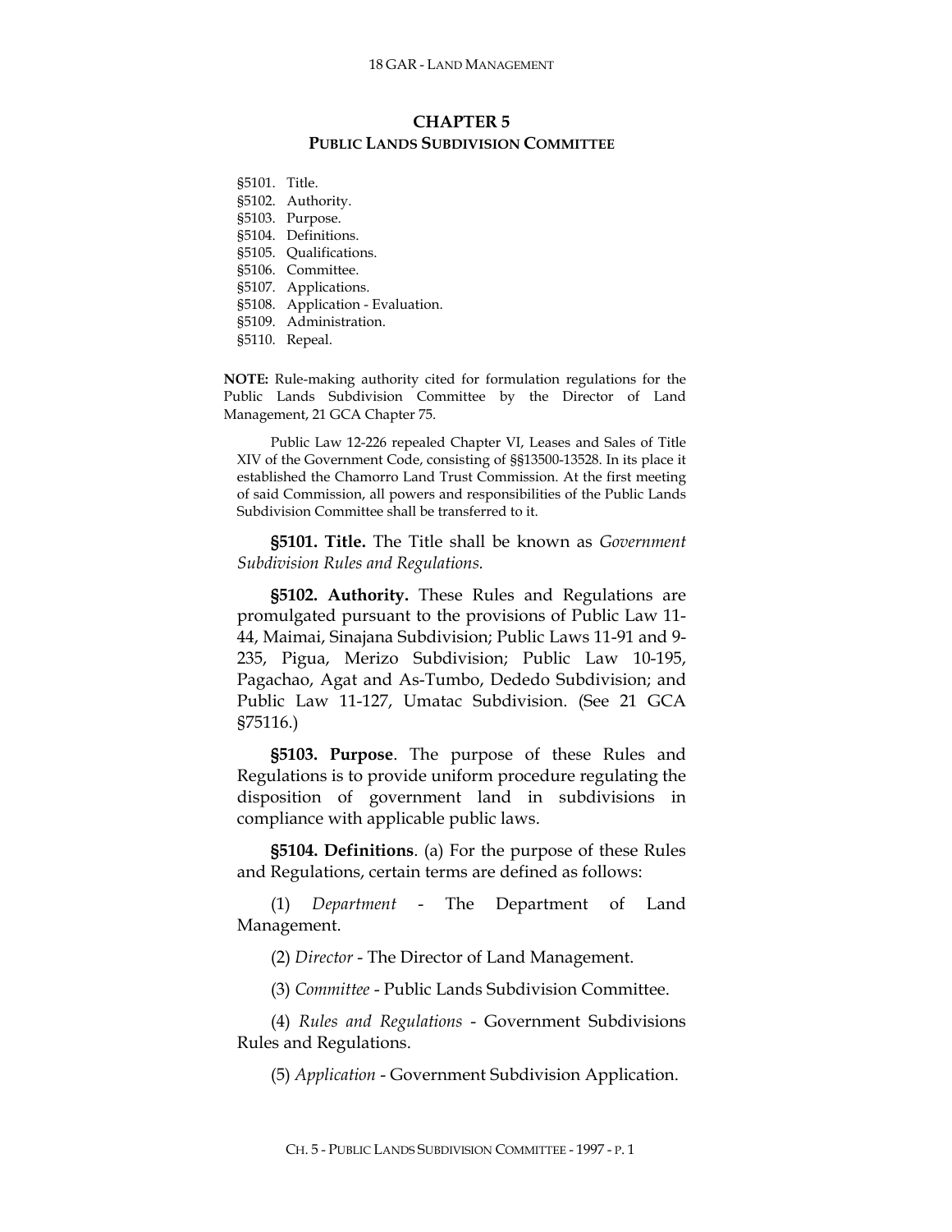# CHAPTER 5
## PUBLIC LANDS SUBDIVISION COMMITTEE

§5101. Title.
§5102. Authority.
§5103. Purpose.
§5104. Definitions.
§5105. Qualifications.
§5106. Committee.
§5107. Applications.
§5108. Application - Evaluation.
§5109. Administration.
§5110. Repeal.

**NOTE:** Rule-making authority cited for formulation regulations for the Public Lands Subdivision Committee by the Director of Land Management, 21 GCA Chapter 75.

Public Law 12-226 repealed Chapter VI, Leases and Sales of Title XIV of the Government Code, consisting of §§13500-13528. In its place it established the Chamorro Land Trust Commission. At the first meeting of said Commission, all powers and responsibilities of the Public Lands Subdivision Committee shall be transferred to it.

**§5101. Title.** The Title shall be known as *Government Subdivision Rules and Regulations.*

**§5102. Authority.** These Rules and Regulations are promulgated pursuant to the provisions of Public Law 11-44, Maimai, Sinajana Subdivision; Public Laws 11-91 and 9-235, Pigua, Merizo Subdivision; Public Law 10-195, Pagachao, Agat and As-Tumbo, Dededo Subdivision; and Public Law 11-127, Umatac Subdivision. (See 21 GCA §75116.)

**§5103. Purpose**. The purpose of these Rules and Regulations is to provide uniform procedure regulating the disposition of government land in subdivisions in compliance with applicable public laws.

**§5104. Definitions**. (a) For the purpose of these Rules and Regulations, certain terms are defined as follows:

(1) *Department* - The Department of Land Management.

(2) *Director* - The Director of Land Management.

(3) *Committee* - Public Lands Subdivision Committee.

(4) *Rules and Regulations* - Government Subdivisions Rules and Regulations.

(5) *Application* - Government Subdivision Application.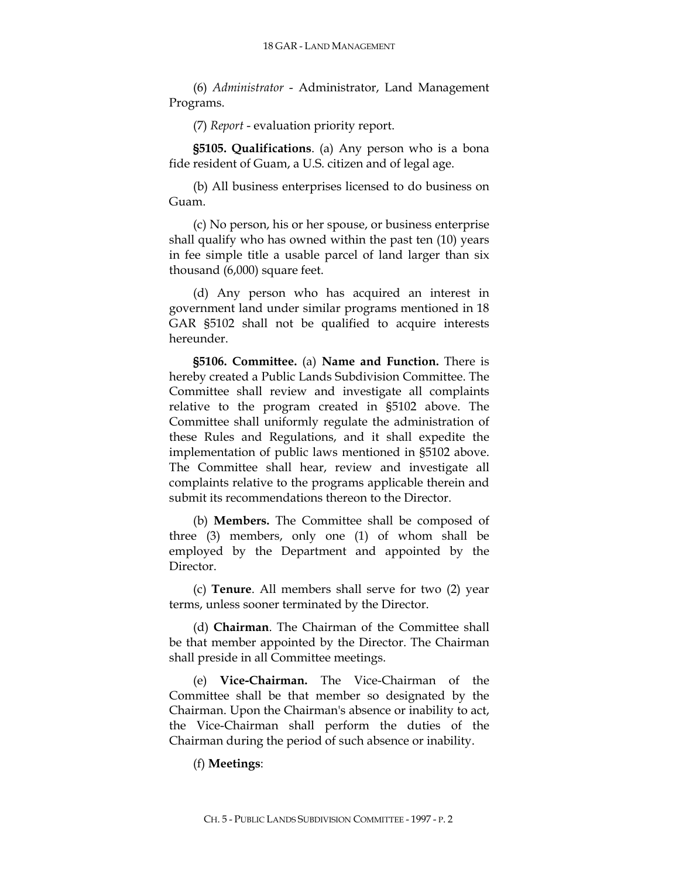(6) *Administrator* - Administrator, Land Management Programs.

(7) *Report* - evaluation priority report.

**§5105. Qualifications**. (a) Any person who is a bona fide resident of Guam, a U.S. citizen and of legal age.

(b) All business enterprises licensed to do business on Guam.

(c) No person, his or her spouse, or business enterprise shall qualify who has owned within the past ten (10) years in fee simple title a usable parcel of land larger than six thousand (6,000) square feet.

(d) Any person who has acquired an interest in government land under similar programs mentioned in 18 GAR §5102 shall not be qualified to acquire interests hereunder.

**§5106. Committee.** (a) **Name and Function.** There is hereby created a Public Lands Subdivision Committee. The Committee shall review and investigate all complaints relative to the program created in §5102 above. The Committee shall uniformly regulate the administration of these Rules and Regulations, and it shall expedite the implementation of public laws mentioned in §5102 above. The Committee shall hear, review and investigate all complaints relative to the programs applicable therein and submit its recommendations thereon to the Director.

(b) **Members.** The Committee shall be composed of three (3) members, only one (1) of whom shall be employed by the Department and appointed by the Director.

(c) **Tenure**. All members shall serve for two (2) year terms, unless sooner terminated by the Director.

(d) **Chairman**. The Chairman of the Committee shall be that member appointed by the Director. The Chairman shall preside in all Committee meetings.

(e) **Vice-Chairman.** The Vice-Chairman of the Committee shall be that member so designated by the Chairman. Upon the Chairman's absence or inability to act, the Vice-Chairman shall perform the duties of the Chairman during the period of such absence or inability.

(f) **Meetings**: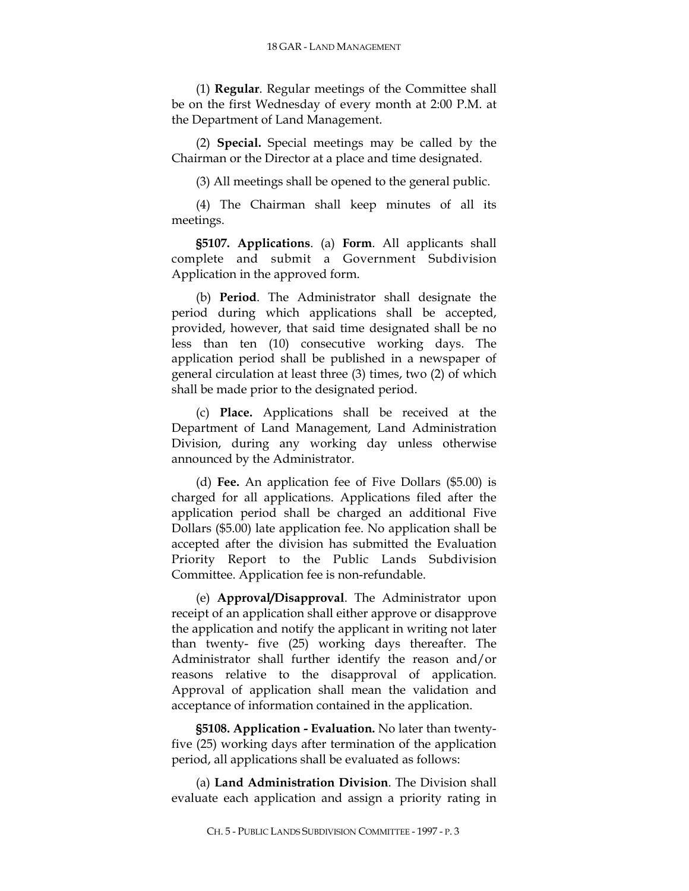(1) **Regular**. Regular meetings of the Committee shall be on the first Wednesday of every month at 2:00 P.M. at the Department of Land Management.

(2) **Special.** Special meetings may be called by the Chairman or the Director at a place and time designated.

(3) All meetings shall be opened to the general public.

(4) The Chairman shall keep minutes of all its meetings.

**§5107. Applications**. (a) **Form**. All applicants shall complete and submit a Government Subdivision Application in the approved form.

(b) **Period**. The Administrator shall designate the period during which applications shall be accepted, provided, however, that said time designated shall be no less than ten (10) consecutive working days. The application period shall be published in a newspaper of general circulation at least three (3) times, two (2) of which shall be made prior to the designated period.

(c) **Place.** Applications shall be received at the Department of Land Management, Land Administration Division, during any working day unless otherwise announced by the Administrator.

(d) **Fee.** An application fee of Five Dollars ($5.00) is charged for all applications. Applications filed after the application period shall be charged an additional Five Dollars ($5.00) late application fee. No application shall be accepted after the division has submitted the Evaluation Priority Report to the Public Lands Subdivision Committee. Application fee is non-refundable.

(e) **Approval/Disapproval**. The Administrator upon receipt of an application shall either approve or disapprove the application and notify the applicant in writing not later than twenty- five (25) working days thereafter. The Administrator shall further identify the reason and/or reasons relative to the disapproval of application. Approval of application shall mean the validation and acceptance of information contained in the application.

**§5108. Application - Evaluation.** No later than twenty-five (25) working days after termination of the application period, all applications shall be evaluated as follows:

(a) **Land Administration Division**. The Division shall evaluate each application and assign a priority rating in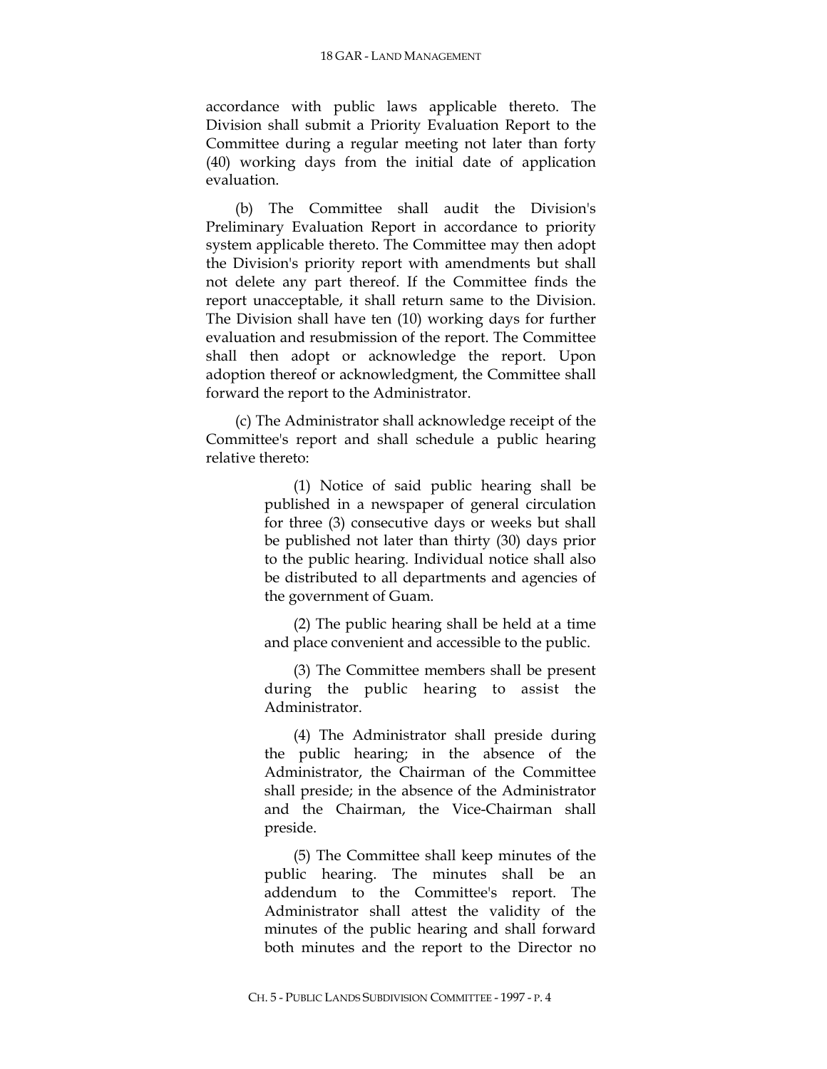accordance with public laws applicable thereto. The Division shall submit a Priority Evaluation Report to the Committee during a regular meeting not later than forty (40) working days from the initial date of application evaluation.

(b) The Committee shall audit the Division's Preliminary Evaluation Report in accordance to priority system applicable thereto. The Committee may then adopt the Division's priority report with amendments but shall not delete any part thereof. If the Committee finds the report unacceptable, it shall return same to the Division. The Division shall have ten (10) working days for further evaluation and resubmission of the report. The Committee shall then adopt or acknowledge the report. Upon adoption thereof or acknowledgment, the Committee shall forward the report to the Administrator.

(c) The Administrator shall acknowledge receipt of the Committee's report and shall schedule a public hearing relative thereto:

> (1) Notice of said public hearing shall be published in a newspaper of general circulation for three (3) consecutive days or weeks but shall be published not later than thirty (30) days prior to the public hearing. Individual notice shall also be distributed to all departments and agencies of the government of Guam.
>
> (2) The public hearing shall be held at a time and place convenient and accessible to the public.
>
> (3) The Committee members shall be present during the public hearing to assist the Administrator.
>
> (4) The Administrator shall preside during the public hearing; in the absence of the Administrator, the Chairman of the Committee shall preside; in the absence of the Administrator and the Chairman, the Vice-Chairman shall preside.
>
> (5) The Committee shall keep minutes of the public hearing. The minutes shall be an addendum to the Committee's report. The Administrator shall attest the validity of the minutes of the public hearing and shall forward both minutes and the report to the Director no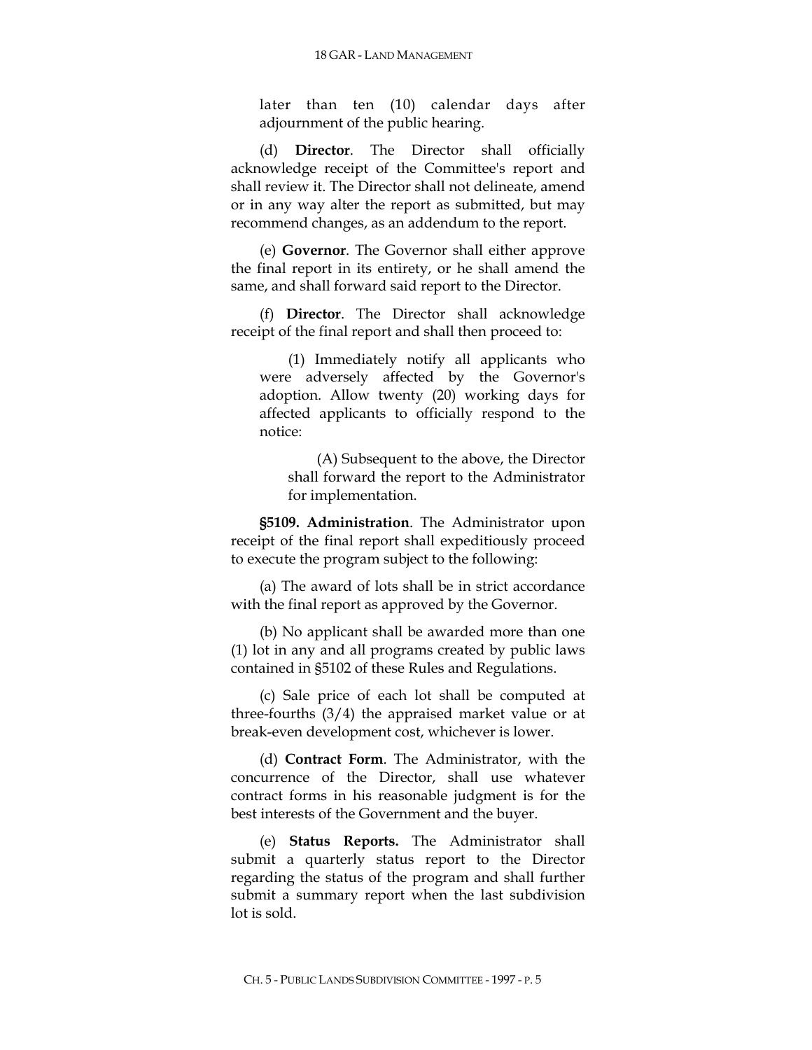later than ten (10) calendar days after adjournment of the public hearing.

(d) **Director**. The Director shall officially acknowledge receipt of the Committee's report and shall review it. The Director shall not delineate, amend or in any way alter the report as submitted, but may recommend changes, as an addendum to the report.

(e) **Governor**. The Governor shall either approve the final report in its entirety, or he shall amend the same, and shall forward said report to the Director.

(f) **Director**. The Director shall acknowledge receipt of the final report and shall then proceed to:

(1) Immediately notify all applicants who were adversely affected by the Governor's adoption. Allow twenty (20) working days for affected applicants to officially respond to the notice:

(A) Subsequent to the above, the Director shall forward the report to the Administrator for implementation.

**§5109. Administration**. The Administrator upon receipt of the final report shall expeditiously proceed to execute the program subject to the following:

(a) The award of lots shall be in strict accordance with the final report as approved by the Governor.

(b) No applicant shall be awarded more than one (1) lot in any and all programs created by public laws contained in §5102 of these Rules and Regulations.

(c) Sale price of each lot shall be computed at three-fourths (3/4) the appraised market value or at break-even development cost, whichever is lower.

(d) **Contract Form**. The Administrator, with the concurrence of the Director, shall use whatever contract forms in his reasonable judgment is for the best interests of the Government and the buyer.

(e) **Status Reports.** The Administrator shall submit a quarterly status report to the Director regarding the status of the program and shall further submit a summary report when the last subdivision lot is sold.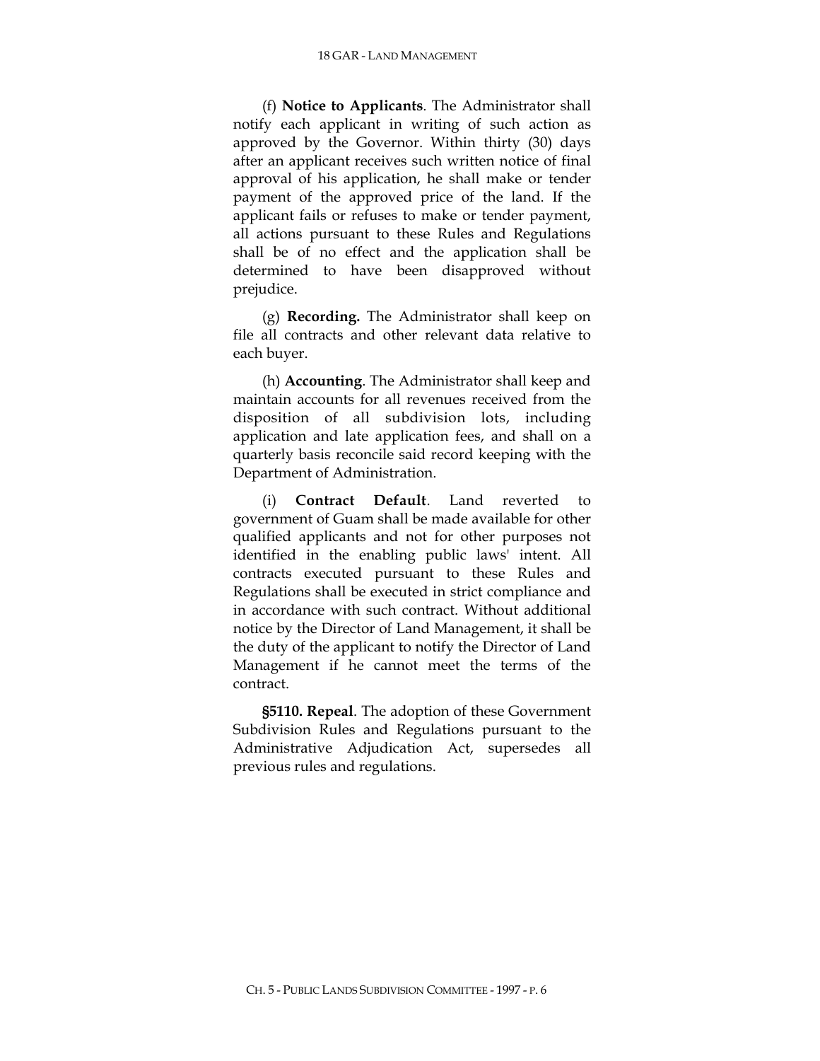(f) **Notice to Applicants**. The Administrator shall notify each applicant in writing of such action as approved by the Governor. Within thirty (30) days after an applicant receives such written notice of final approval of his application, he shall make or tender payment of the approved price of the land. If the applicant fails or refuses to make or tender payment, all actions pursuant to these Rules and Regulations shall be of no effect and the application shall be determined to have been disapproved without prejudice.

(g) **Recording.** The Administrator shall keep on file all contracts and other relevant data relative to each buyer.

(h) **Accounting**. The Administrator shall keep and maintain accounts for all revenues received from the disposition of all subdivision lots, including application and late application fees, and shall on a quarterly basis reconcile said record keeping with the Department of Administration.

(i) **Contract Default**. Land reverted to government of Guam shall be made available for other qualified applicants and not for other purposes not identified in the enabling public laws' intent. All contracts executed pursuant to these Rules and Regulations shall be executed in strict compliance and in accordance with such contract. Without additional notice by the Director of Land Management, it shall be the duty of the applicant to notify the Director of Land Management if he cannot meet the terms of the contract.

**§5110. Repeal**. The adoption of these Government Subdivision Rules and Regulations pursuant to the Administrative Adjudication Act, supersedes all previous rules and regulations.